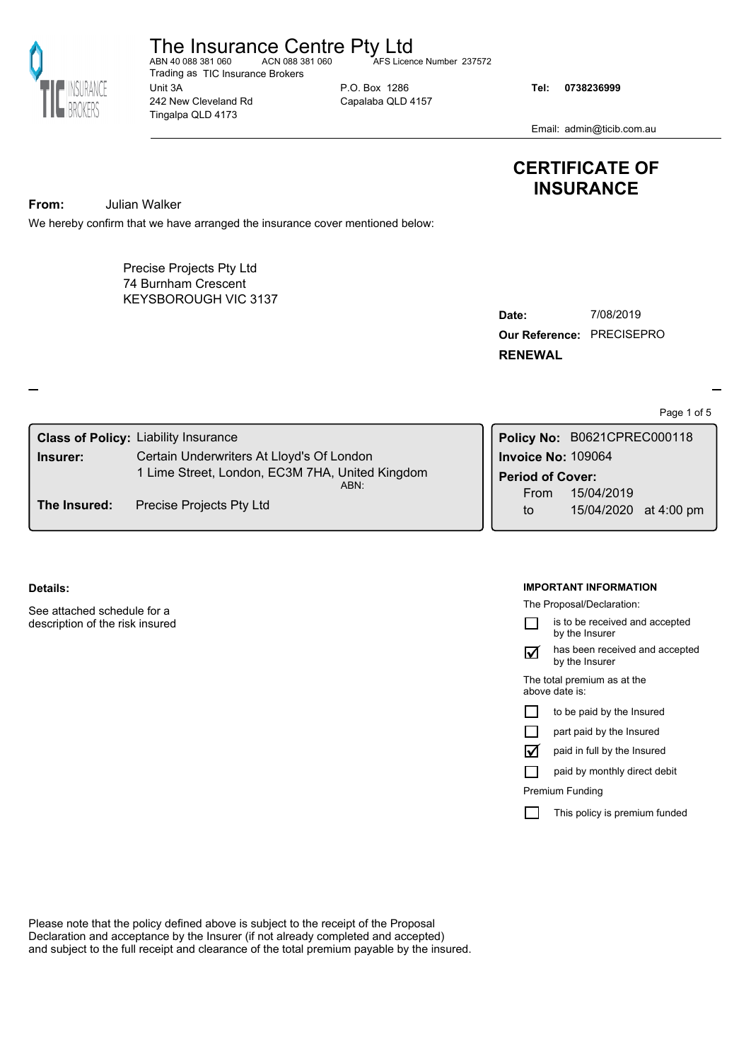# The Insurance Centre Pty Ltd

ABN 40 088 381 060 ACN 088 381 060 AFS Licence Number 237572

Trading as TIC Insurance Brokers

Unit 3A
242 New Cleveland Rd
Tingalpa QLD 4173

P.O. Box 1286
Capalaba QLD 4157

**Tel: 0738236999**

Email: admin@ticib.com.au

## CERTIFICATE OF INSURANCE

**From:** Julian Walker

We hereby confirm that we have arranged the insurance cover mentioned below:

Precise Projects Pty Ltd
74 Burnham Crescent
KEYSBOROUGH VIC 3137

**Date:** 7/08/2019
**Our Reference:** PRECISEPRO
**RENEWAL**

| | |
|---|---|
| **Class of Policy:** | Liability Insurance |
| **Insurer:** | Certain Underwriters At Lloyd's Of London<br>1 Lime Street, London, EC3M 7HA, United Kingdom<br>ABN: |
| **The Insured:** | Precise Projects Pty Ltd |

**Policy No:** B0621CPREC000118
**Invoice No:** 109064
**Period of Cover:**
From 15/04/2019
to 15/04/2020 at 4:00 pm

**Details:**

See attached schedule for a description of the risk insured

**IMPORTANT INFORMATION**

The Proposal/Declaration:

- ☐ is to be received and accepted by the Insurer
- ☑ has been received and accepted by the Insurer

The total premium as at the above date is:

- ☐ to be paid by the Insured
- ☐ part paid by the Insured
- ☑ paid in full by the Insured
- ☐ paid by monthly direct debit

Premium Funding

- ☐ This policy is premium funded

Please note that the policy defined above is subject to the receipt of the Proposal Declaration and acceptance by the Insurer (if not already completed and accepted) and subject to the full receipt and clearance of the total premium payable by the insured.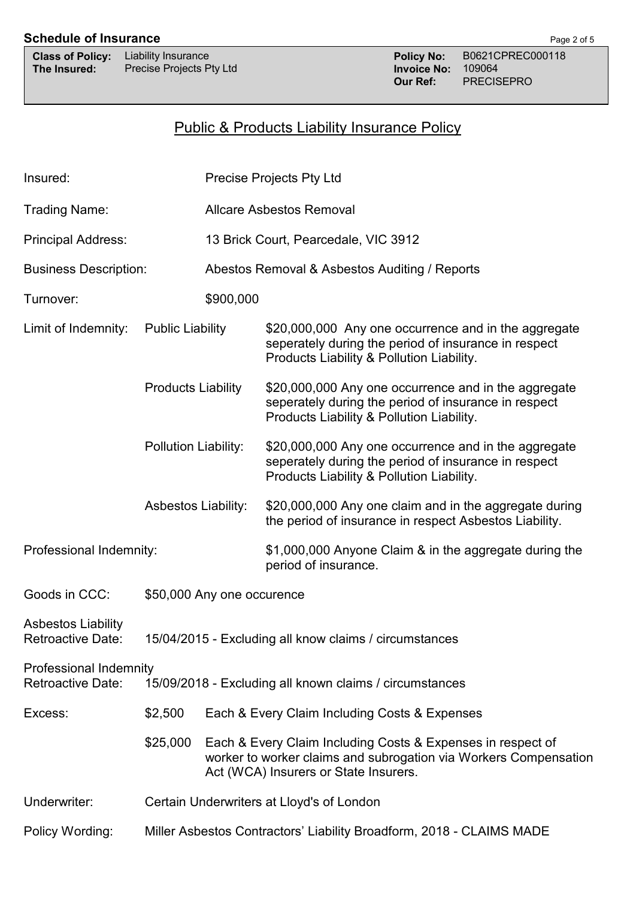**Class of Policy:** Liability Insurance
**The Insured:** Precise Projects Pty Ltd

**Policy No:** B0621CPREC000118
**Invoice No:** 109064
**Our Ref:** PRECISEPRO

## Public & Products Liability Insurance Policy

| | | |
|---|---|---|
| Insured: | | Precise Projects Pty Ltd |
| Trading Name: | | Allcare Asbestos Removal |
| Principal Address: | | 13 Brick Court, Pearcedale, VIC 3912 |
| Business Description: | | Abestos Removal & Asbestos Auditing / Reports |
| Turnover: | | $900,000 |
| Limit of Indemnity: | Public Liability | $20,000,000 Any one occurrence and in the aggregate seperately during the period of insurance in respect Products Liability & Pollution Liability. |
| | Products Liability | $20,000,000 Any one occurrence and in the aggregate seperately during the period of insurance in respect Products Liability & Pollution Liability. |
| | Pollution Liability: | $20,000,000 Any one occurrence and in the aggregate seperately during the period of insurance in respect Products Liability & Pollution Liability. |
| | Asbestos Liability: | $20,000,000 Any one claim and in the aggregate during the period of insurance in respect Asbestos Liability. |
| Professional Indemnity: | | $1,000,000 Anyone Claim & in the aggregate during the period of insurance. |
| Goods in CCC: | | $50,000 Any one occurence |
| Asbestos Liability Retroactive Date: | | 15/04/2015 - Excluding all know claims / circumstances |
| Professional Indemnity Retroactive Date: | | 15/09/2018 - Excluding all known claims / circumstances |
| Excess: | $2,500 | Each & Every Claim Including Costs & Expenses |
| | $25,000 | Each & Every Claim Including Costs & Expenses in respect of worker to worker claims and subrogation via Workers Compensation Act (WCA) Insurers or State Insurers. |
| Underwriter: | | Certain Underwriters at Lloyd's of London |
| Policy Wording: | | Miller Asbestos Contractors' Liability Broadform, 2018 - CLAIMS MADE |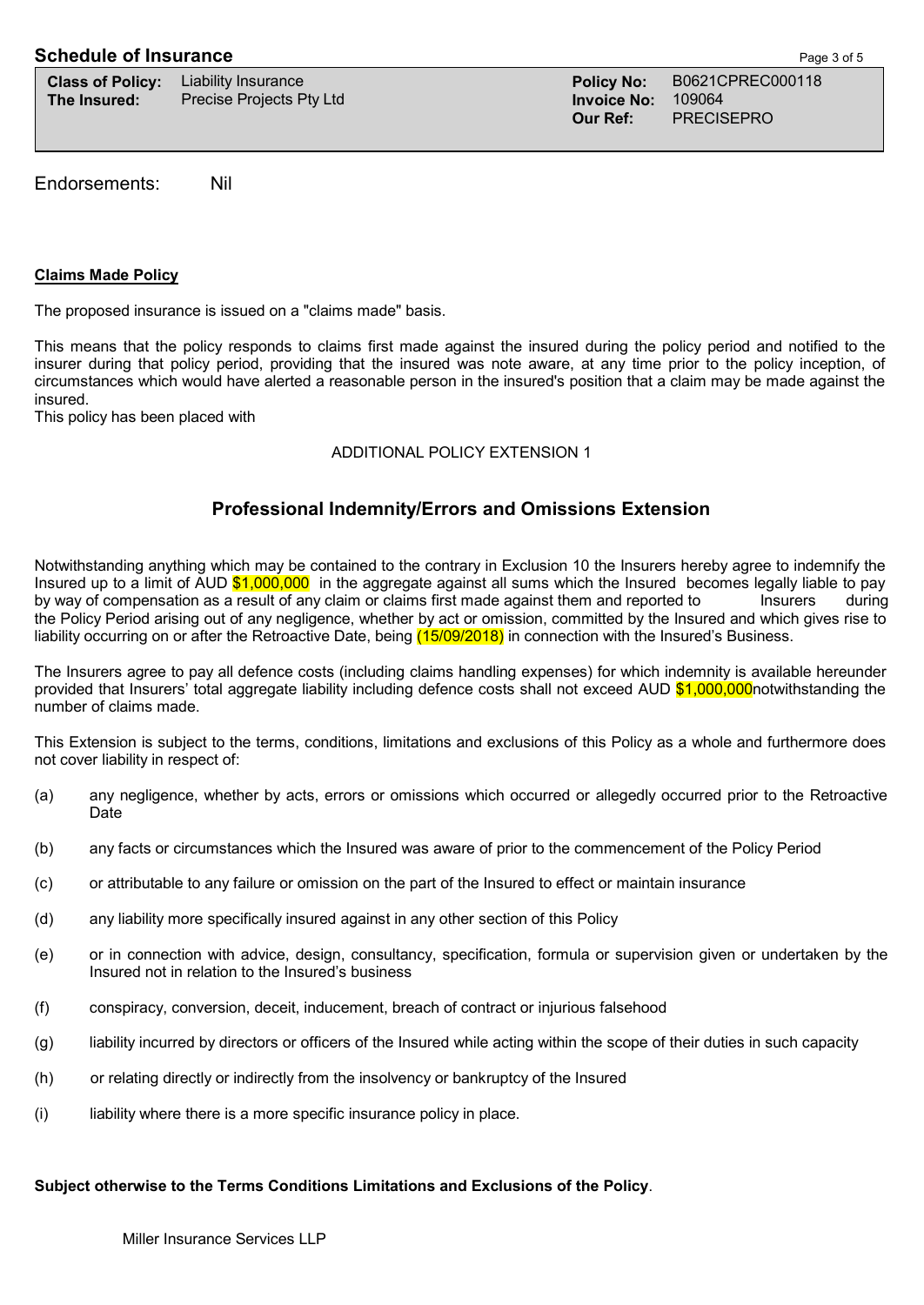## Schedule of Insurance

| | | | |
|---|---|---|---|
| **Class of Policy:** | Liability Insurance | **Policy No:** | B0621CPREC000118 |
| **The Insured:** | Precise Projects Pty Ltd | **Invoice No:** | 109064 |
| | | **Our Ref:** | PRECISEPRO |

Endorsements: Nil

**Claims Made Policy**

The proposed insurance is issued on a "claims made" basis.

This means that the policy responds to claims first made against the insured during the policy period and notified to the insurer during that policy period, providing that the insured was note aware, at any time prior to the policy inception, of circumstances which would have alerted a reasonable person in the insured's position that a claim may be made against the insured.

This policy has been placed with

ADDITIONAL POLICY EXTENSION 1

### Professional Indemnity/Errors and Omissions Extension

Notwithstanding anything which may be contained to the contrary in Exclusion 10 the Insurers hereby agree to indemnify the Insured up to a limit of AUD $1,000,000 in the aggregate against all sums which the Insured becomes legally liable to pay by way of compensation as a result of any claim or claims first made against them and reported to Insurers during the Policy Period arising out of any negligence, whether by act or omission, committed by the Insured and which gives rise to liability occurring on or after the Retroactive Date, being (15/09/2018) in connection with the Insured's Business.

The Insurers agree to pay all defence costs (including claims handling expenses) for which indemnity is available hereunder provided that Insurers' total aggregate liability including defence costs shall not exceed AUD $1,000,000notwithstanding the number of claims made.

This Extension is subject to the terms, conditions, limitations and exclusions of this Policy as a whole and furthermore does not cover liability in respect of:

(a) any negligence, whether by acts, errors or omissions which occurred or allegedly occurred prior to the Retroactive Date

(b) any facts or circumstances which the Insured was aware of prior to the commencement of the Policy Period

(c) or attributable to any failure or omission on the part of the Insured to effect or maintain insurance

(d) any liability more specifically insured against in any other section of this Policy

(e) or in connection with advice, design, consultancy, specification, formula or supervision given or undertaken by the Insured not in relation to the Insured's business

(f) conspiracy, conversion, deceit, inducement, breach of contract or injurious falsehood

(g) liability incurred by directors or officers of the Insured while acting within the scope of their duties in such capacity

(h) or relating directly or indirectly from the insolvency or bankruptcy of the Insured

(i) liability where there is a more specific insurance policy in place.

**Subject otherwise to the Terms Conditions Limitations and Exclusions of the Policy**.

Miller Insurance Services LLP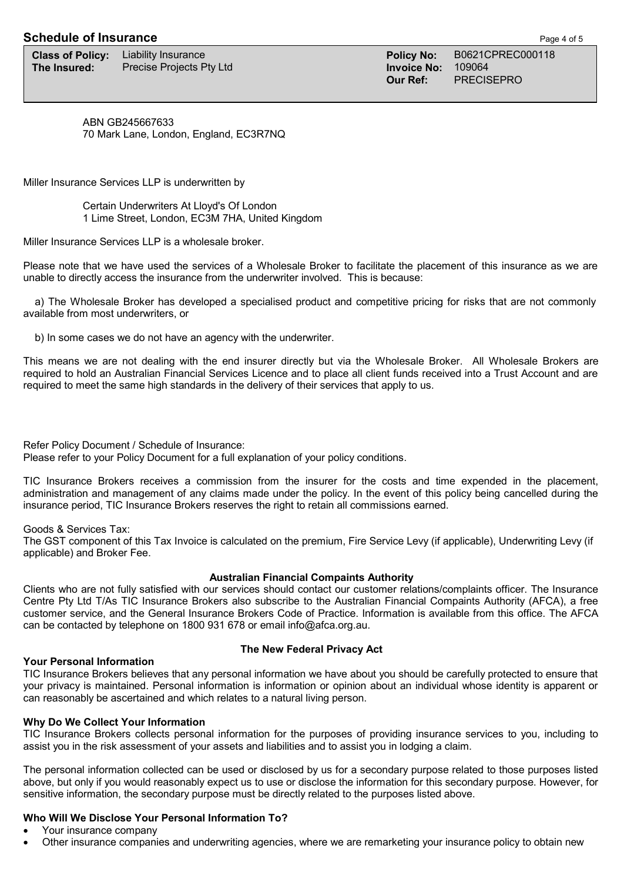## Schedule of Insurance

| | | | |
|---|---|---|---|
| **Class of Policy:** | Liability Insurance | **Policy No:** | B0621CPREC000118 |
| **The Insured:** | Precise Projects Pty Ltd | **Invoice No:** | 109064 |
| | | **Our Ref:** | PRECISEPRO |

ABN GB245667633
70 Mark Lane, London, England, EC3R7NQ

Miller Insurance Services LLP is underwritten by

Certain Underwriters At Lloyd's Of London
1 Lime Street, London, EC3M 7HA, United Kingdom

Miller Insurance Services LLP is a wholesale broker.

Please note that we have used the services of a Wholesale Broker to facilitate the placement of this insurance as we are unable to directly access the insurance from the underwriter involved. This is because:

a) The Wholesale Broker has developed a specialised product and competitive pricing for risks that are not commonly available from most underwriters, or

b) In some cases we do not have an agency with the underwriter.

This means we are not dealing with the end insurer directly but via the Wholesale Broker. All Wholesale Brokers are required to hold an Australian Financial Services Licence and to place all client funds received into a Trust Account and are required to meet the same high standards in the delivery of their services that apply to us.

Refer Policy Document / Schedule of Insurance:
Please refer to your Policy Document for a full explanation of your policy conditions.

TIC Insurance Brokers receives a commission from the insurer for the costs and time expended in the placement, administration and management of any claims made under the policy. In the event of this policy being cancelled during the insurance period, TIC Insurance Brokers reserves the right to retain all commissions earned.

Goods & Services Tax:
The GST component of this Tax Invoice is calculated on the premium, Fire Service Levy (if applicable), Underwriting Levy (if applicable) and Broker Fee.

**Australian Financial Compaints Authority**

Clients who are not fully satisfied with our services should contact our customer relations/complaints officer. The Insurance Centre Pty Ltd T/As TIC Insurance Brokers also subscribe to the Australian Financial Compaints Authority (AFCA), a free customer service, and the General Insurance Brokers Code of Practice. Information is available from this office. The AFCA can be contacted by telephone on 1800 931 678 or email info@afca.org.au.

**The New Federal Privacy Act**

**Your Personal Information**

TIC Insurance Brokers believes that any personal information we have about you should be carefully protected to ensure that your privacy is maintained. Personal information is information or opinion about an individual whose identity is apparent or can reasonably be ascertained and which relates to a natural living person.

**Why Do We Collect Your Information**

TIC Insurance Brokers collects personal information for the purposes of providing insurance services to you, including to assist you in the risk assessment of your assets and liabilities and to assist you in lodging a claim.

The personal information collected can be used or disclosed by us for a secondary purpose related to those purposes listed above, but only if you would reasonably expect us to use or disclose the information for this secondary purpose. However, for sensitive information, the secondary purpose must be directly related to the purposes listed above.

**Who Will We Disclose Your Personal Information To?**

- Your insurance company
- Other insurance companies and underwriting agencies, where we are remarketing your insurance policy to obtain new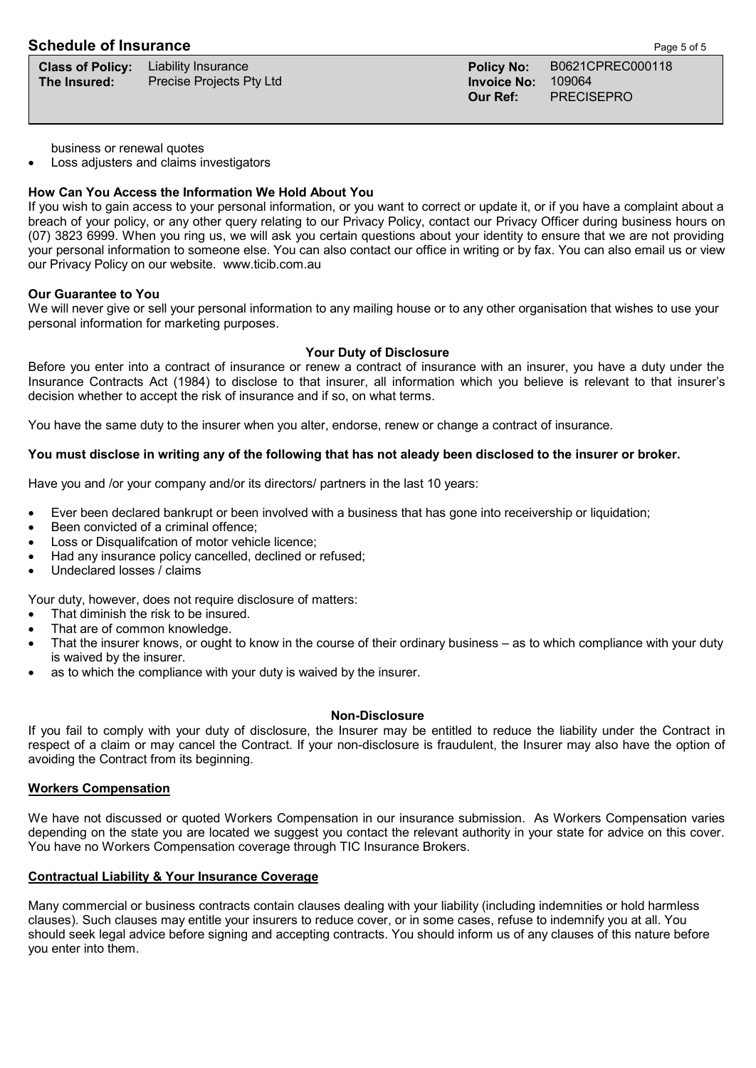**Schedule of Insurance**

| | | | |
|---|---|---|---|
| **Class of Policy:** | Liability Insurance | **Policy No:** | B0621CPREC000118 |
| **The Insured:** | Precise Projects Pty Ltd | **Invoice No:** | 109064 |
| | | **Our Ref:** | PRECISEPRO |

business or renewal quotes

- Loss adjusters and claims investigators

**How Can You Access the Information We Hold About You**

If you wish to gain access to your personal information, or you want to correct or update it, or if you have a complaint about a breach of your policy, or any other query relating to our Privacy Policy, contact our Privacy Officer during business hours on (07) 3823 6999. When you ring us, we will ask you certain questions about your identity to ensure that we are not providing your personal information to someone else. You can also contact our office in writing or by fax. You can also email us or view our Privacy Policy on our website. www.ticib.com.au

**Our Guarantee to You**

We will never give or sell your personal information to any mailing house or to any other organisation that wishes to use your personal information for marketing purposes.

**Your Duty of Disclosure**

Before you enter into a contract of insurance or renew a contract of insurance with an insurer, you have a duty under the Insurance Contracts Act (1984) to disclose to that insurer, all information which you believe is relevant to that insurer's decision whether to accept the risk of insurance and if so, on what terms.

You have the same duty to the insurer when you alter, endorse, renew or change a contract of insurance.

**You must disclose in writing any of the following that has not aleady been disclosed to the insurer or broker.**

Have you and /or your company and/or its directors/ partners in the last 10 years:

- Ever been declared bankrupt or been involved with a business that has gone into receivership or liquidation;
- Been convicted of a criminal offence;
- Loss or Disqualifcation of motor vehicle licence;
- Had any insurance policy cancelled, declined or refused;
- Undeclared losses / claims

Your duty, however, does not require disclosure of matters:

- That diminish the risk to be insured.
- That are of common knowledge.
- That the insurer knows, or ought to know in the course of their ordinary business – as to which compliance with your duty is waived by the insurer.
- as to which the compliance with your duty is waived by the insurer.

**Non-Disclosure**

If you fail to comply with your duty of disclosure, the Insurer may be entitled to reduce the liability under the Contract in respect of a claim or may cancel the Contract. If your non-disclosure is fraudulent, the Insurer may also have the option of avoiding the Contract from its beginning.

**Workers Compensation**

We have not discussed or quoted Workers Compensation in our insurance submission. As Workers Compensation varies depending on the state you are located we suggest you contact the relevant authority in your state for advice on this cover. You have no Workers Compensation coverage through TIC Insurance Brokers.

**Contractual Liability & Your Insurance Coverage**

Many commercial or business contracts contain clauses dealing with your liability (including indemnities or hold harmless clauses). Such clauses may entitle your insurers to reduce cover, or in some cases, refuse to indemnify you at all. You should seek legal advice before signing and accepting contracts. You should inform us of any clauses of this nature before you enter into them.